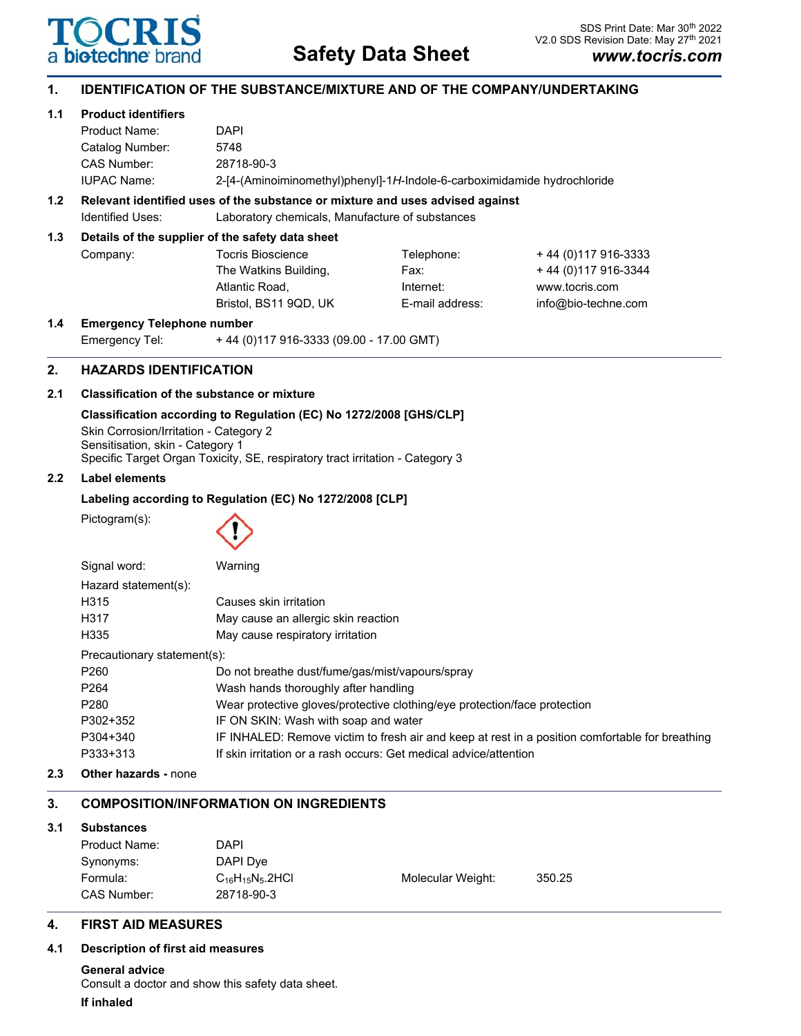TOCRIS
a biotechne brand

# Safety Data Sheet

SDS Print Date: Mar 30th 2022
V2.0 SDS Revision Date: May 27th 2021
**www.tocris.com**

## 1. IDENTIFICATION OF THE SUBSTANCE/MIXTURE AND OF THE COMPANY/UNDERTAKING

### 1.1 Product identifiers

| | |
|---|---|
| Product Name: | DAPI |
| Catalog Number: | 5748 |
| CAS Number: | 28718-90-3 |
| IUPAC Name: | 2-[4-(Aminoiminomethyl)phenyl]-1*H*-Indole-6-carboximidamide hydrochloride |

### 1.2 Relevant identified uses of the substance or mixture and uses advised against

Identified Uses: Laboratory chemicals, Manufacture of substances

### 1.3 Details of the supplier of the safety data sheet

| | | | |
|---|---|---|---|
| Company: | Tocris Bioscience | Telephone: | + 44 (0)117 916-3333 |
| | The Watkins Building, | Fax: | + 44 (0)117 916-3344 |
| | Atlantic Road, | Internet: | www.tocris.com |
| | Bristol, BS11 9QD, UK | E-mail address: | info@bio-techne.com |

### 1.4 Emergency Telephone number

Emergency Tel: + 44 (0)117 916-3333 (09.00 - 17.00 GMT)

## 2. HAZARDS IDENTIFICATION

### 2.1 Classification of the substance or mixture

**Classification according to Regulation (EC) No 1272/2008 [GHS/CLP]**

Skin Corrosion/Irritation - Category 2
Sensitisation, skin - Category 1
Specific Target Organ Toxicity, SE, respiratory tract irritation - Category 3

### 2.2 Label elements

**Labeling according to Regulation (EC) No 1272/2008 [CLP]**

Pictogram(s):

Signal word: Warning

Hazard statement(s):

| | |
|---|---|
| H315 | Causes skin irritation |
| H317 | May cause an allergic skin reaction |
| H335 | May cause respiratory irritation |

Precautionary statement(s):

| | |
|---|---|
| P260 | Do not breathe dust/fume/gas/mist/vapours/spray |
| P264 | Wash hands thoroughly after handling |
| P280 | Wear protective gloves/protective clothing/eye protection/face protection |
| P302+352 | IF ON SKIN: Wash with soap and water |
| P304+340 | IF INHALED: Remove victim to fresh air and keep at rest in a position comfortable for breathing |
| P333+313 | If skin irritation or a rash occurs: Get medical advice/attention |

### 2.3 Other hazards - none

## 3. COMPOSITION/INFORMATION ON INGREDIENTS

### 3.1 Substances

| | | | |
|---|---|---|---|
| Product Name: | DAPI | | |
| Synonyms: | DAPI Dye | | |
| Formula: | $C_{16}H_{15}N_5.2HCl$ | Molecular Weight: | 350.25 |
| CAS Number: | 28718-90-3 | | |

## 4. FIRST AID MEASURES

### 4.1 Description of first aid measures

**General advice**

Consult a doctor and show this safety data sheet.

**If inhaled**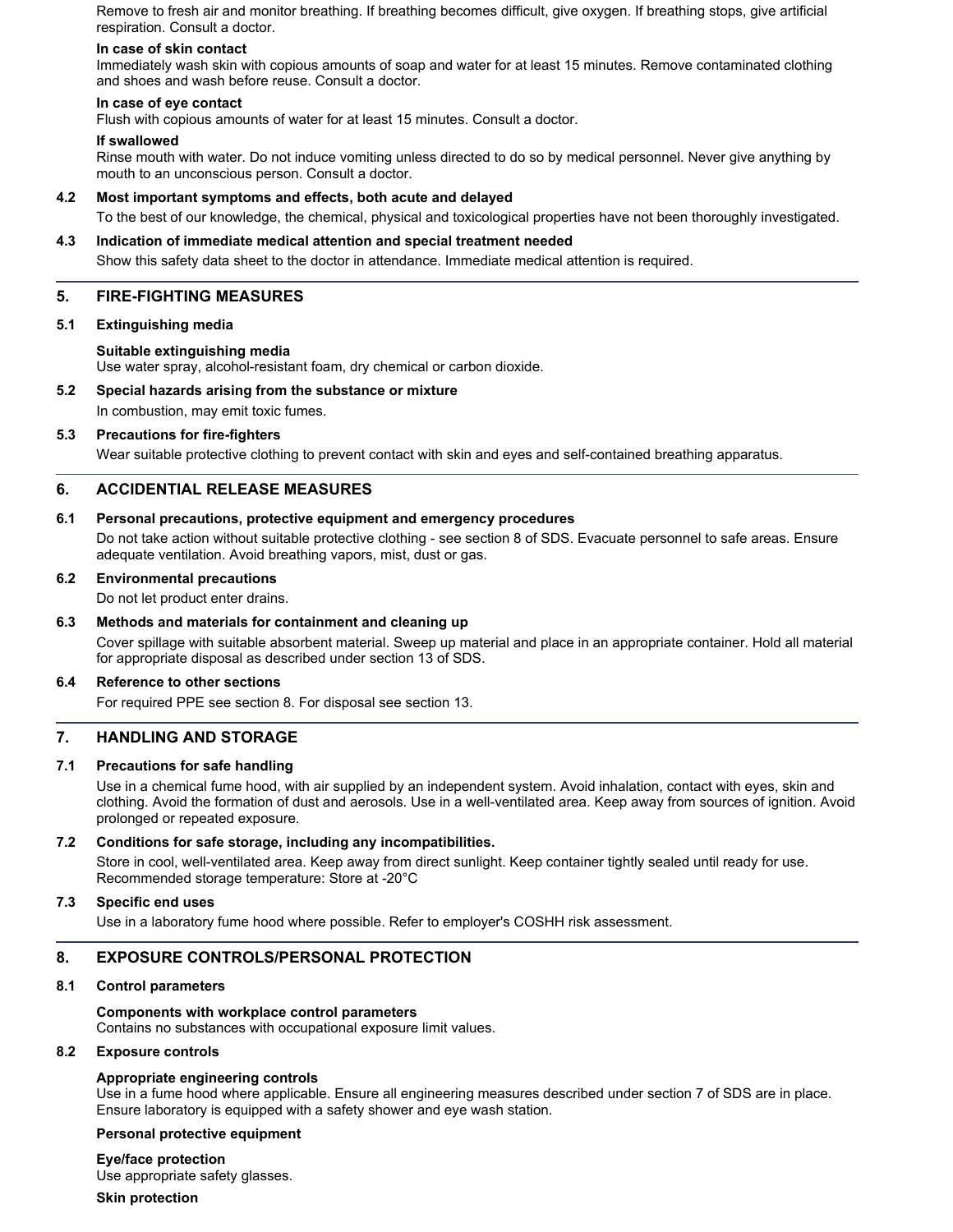Remove to fresh air and monitor breathing. If breathing becomes difficult, give oxygen. If breathing stops, give artificial respiration. Consult a doctor.

**In case of skin contact**
Immediately wash skin with copious amounts of soap and water for at least 15 minutes. Remove contaminated clothing and shoes and wash before reuse. Consult a doctor.

**In case of eye contact**
Flush with copious amounts of water for at least 15 minutes. Consult a doctor.

**If swallowed**
Rinse mouth with water. Do not induce vomiting unless directed to do so by medical personnel. Never give anything by mouth to an unconscious person. Consult a doctor.

### 4.2 Most important symptoms and effects, both acute and delayed

To the best of our knowledge, the chemical, physical and toxicological properties have not been thoroughly investigated.

### 4.3 Indication of immediate medical attention and special treatment needed

Show this safety data sheet to the doctor in attendance. Immediate medical attention is required.

## 5. FIRE-FIGHTING MEASURES

### 5.1 Extinguishing media

**Suitable extinguishing media**
Use water spray, alcohol-resistant foam, dry chemical or carbon dioxide.

### 5.2 Special hazards arising from the substance or mixture

In combustion, may emit toxic fumes.

### 5.3 Precautions for fire-fighters

Wear suitable protective clothing to prevent contact with skin and eyes and self-contained breathing apparatus.

## 6. ACCIDENTIAL RELEASE MEASURES

### 6.1 Personal precautions, protective equipment and emergency procedures

Do not take action without suitable protective clothing - see section 8 of SDS. Evacuate personnel to safe areas. Ensure adequate ventilation. Avoid breathing vapors, mist, dust or gas.

### 6.2 Environmental precautions

Do not let product enter drains.

### 6.3 Methods and materials for containment and cleaning up

Cover spillage with suitable absorbent material. Sweep up material and place in an appropriate container. Hold all material for appropriate disposal as described under section 13 of SDS.

### 6.4 Reference to other sections

For required PPE see section 8. For disposal see section 13.

## 7. HANDLING AND STORAGE

### 7.1 Precautions for safe handling

Use in a chemical fume hood, with air supplied by an independent system. Avoid inhalation, contact with eyes, skin and clothing. Avoid the formation of dust and aerosols. Use in a well-ventilated area. Keep away from sources of ignition. Avoid prolonged or repeated exposure.

### 7.2 Conditions for safe storage, including any incompatibilities.

Store in cool, well-ventilated area. Keep away from direct sunlight. Keep container tightly sealed until ready for use. Recommended storage temperature: Store at -20°C

### 7.3 Specific end uses

Use in a laboratory fume hood where possible. Refer to employer's COSHH risk assessment.

## 8. EXPOSURE CONTROLS/PERSONAL PROTECTION

### 8.1 Control parameters

**Components with workplace control parameters**
Contains no substances with occupational exposure limit values.

### 8.2 Exposure controls

**Appropriate engineering controls**
Use in a fume hood where applicable. Ensure all engineering measures described under section 7 of SDS are in place. Ensure laboratory is equipped with a safety shower and eye wash station.

**Personal protective equipment**

**Eye/face protection**
Use appropriate safety glasses.

**Skin protection**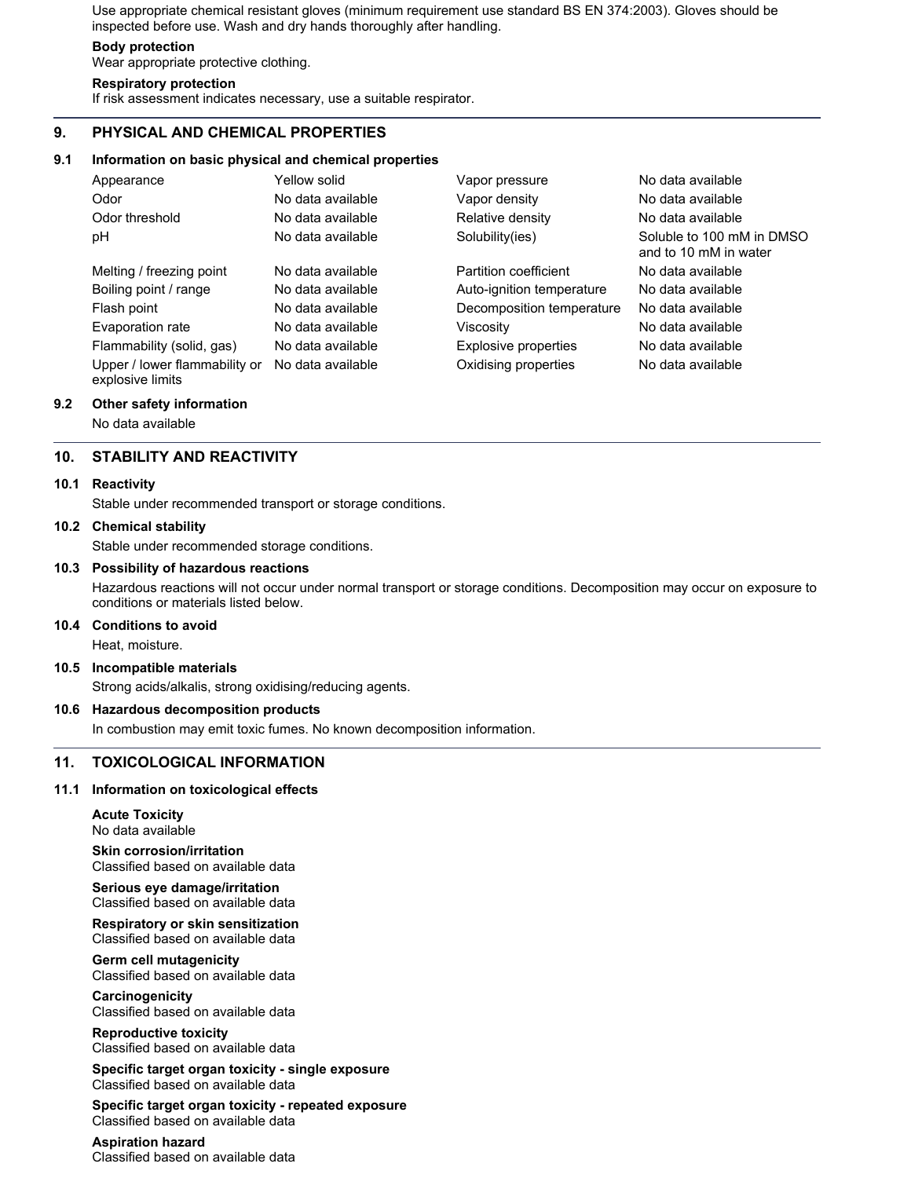Use appropriate chemical resistant gloves (minimum requirement use standard BS EN 374:2003). Gloves should be inspected before use. Wash and dry hands thoroughly after handling.

**Body protection**
Wear appropriate protective clothing.

**Respiratory protection**
If risk assessment indicates necessary, use a suitable respirator.

## 9. PHYSICAL AND CHEMICAL PROPERTIES

### 9.1 Information on basic physical and chemical properties

| | | | |
|---|---|---|---|
| Appearance | Yellow solid | Vapor pressure | No data available |
| Odor | No data available | Vapor density | No data available |
| Odor threshold | No data available | Relative density | No data available |
| pH | No data available | Solubility(ies) | Soluble to 100 mM in DMSO and to 10 mM in water |
| Melting / freezing point | No data available | Partition coefficient | No data available |
| Boiling point / range | No data available | Auto-ignition temperature | No data available |
| Flash point | No data available | Decomposition temperature | No data available |
| Evaporation rate | No data available | Viscosity | No data available |
| Flammability (solid, gas) | No data available | Explosive properties | No data available |
| Upper / lower flammability or explosive limits | No data available | Oxidising properties | No data available |

### 9.2 Other safety information

No data available

## 10. STABILITY AND REACTIVITY

### 10.1 Reactivity

Stable under recommended transport or storage conditions.

### 10.2 Chemical stability

Stable under recommended storage conditions.

### 10.3 Possibility of hazardous reactions

Hazardous reactions will not occur under normal transport or storage conditions. Decomposition may occur on exposure to conditions or materials listed below.

### 10.4 Conditions to avoid

Heat, moisture.

### 10.5 Incompatible materials

Strong acids/alkalis, strong oxidising/reducing agents.

### 10.6 Hazardous decomposition products

In combustion may emit toxic fumes. No known decomposition information.

## 11. TOXICOLOGICAL INFORMATION

### 11.1 Information on toxicological effects

**Acute Toxicity**
No data available

**Skin corrosion/irritation**
Classified based on available data

**Serious eye damage/irritation**
Classified based on available data

**Respiratory or skin sensitization**
Classified based on available data

**Germ cell mutagenicity**
Classified based on available data

**Carcinogenicity**
Classified based on available data

**Reproductive toxicity**
Classified based on available data

**Specific target organ toxicity - single exposure**
Classified based on available data

**Specific target organ toxicity - repeated exposure**
Classified based on available data

**Aspiration hazard**
Classified based on available data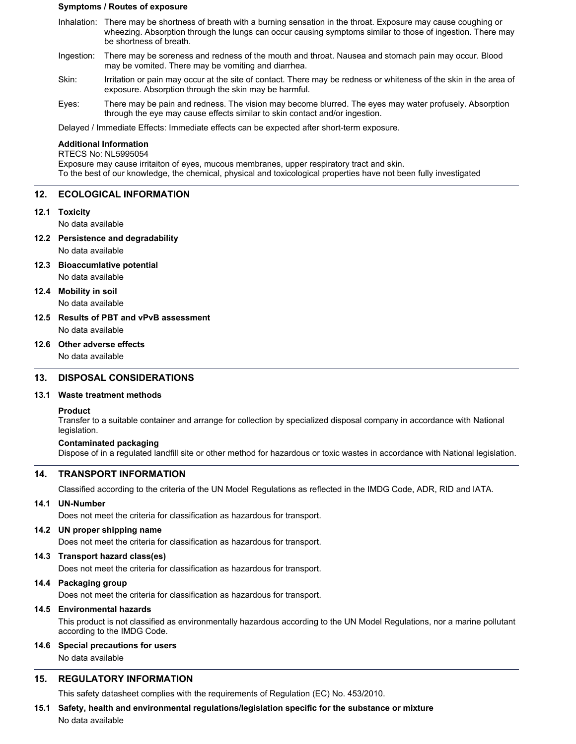**Symptoms / Routes of exposure**

Inhalation: There may be shortness of breath with a burning sensation in the throat. Exposure may cause coughing or wheezing. Absorption through the lungs can occur causing symptoms similar to those of ingestion. There may be shortness of breath.

Ingestion: There may be soreness and redness of the mouth and throat. Nausea and stomach pain may occur. Blood may be vomited. There may be vomiting and diarrhea.

Skin: Irritation or pain may occur at the site of contact. There may be redness or whiteness of the skin in the area of exposure. Absorption through the skin may be harmful.

Eyes: There may be pain and redness. The vision may become blurred. The eyes may water profusely. Absorption through the eye may cause effects similar to skin contact and/or ingestion.

Delayed / Immediate Effects: Immediate effects can be expected after short-term exposure.

**Additional Information**

RTECS No: NL5995054

Exposure may cause irritaiton of eyes, mucous membranes, upper respiratory tract and skin.

To the best of our knowledge, the chemical, physical and toxicological properties have not been fully investigated

## 12. ECOLOGICAL INFORMATION

### 12.1 Toxicity

No data available

### 12.2 Persistence and degradability

No data available

### 12.3 Bioaccumlative potential

No data available

### 12.4 Mobility in soil

No data available

### 12.5 Results of PBT and vPvB assessment

No data available

### 12.6 Other adverse effects

No data available

## 13. DISPOSAL CONSIDERATIONS

### 13.1 Waste treatment methods

**Product**

Transfer to a suitable container and arrange for collection by specialized disposal company in accordance with National legislation.

**Contaminated packaging**

Dispose of in a regulated landfill site or other method for hazardous or toxic wastes in accordance with National legislation.

## 14. TRANSPORT INFORMATION

Classified according to the criteria of the UN Model Regulations as reflected in the IMDG Code, ADR, RID and IATA.

### 14.1 UN-Number

Does not meet the criteria for classification as hazardous for transport.

### 14.2 UN proper shipping name

Does not meet the criteria for classification as hazardous for transport.

### 14.3 Transport hazard class(es)

Does not meet the criteria for classification as hazardous for transport.

### 14.4 Packaging group

Does not meet the criteria for classification as hazardous for transport.

### 14.5 Environmental hazards

This product is not classified as environmentally hazardous according to the UN Model Regulations, nor a marine pollutant according to the IMDG Code.

### 14.6 Special precautions for users

No data available

## 15. REGULATORY INFORMATION

This safety datasheet complies with the requirements of Regulation (EC) No. 453/2010.

### 15.1 Safety, health and environmental regulations/legislation specific for the substance or mixture

No data available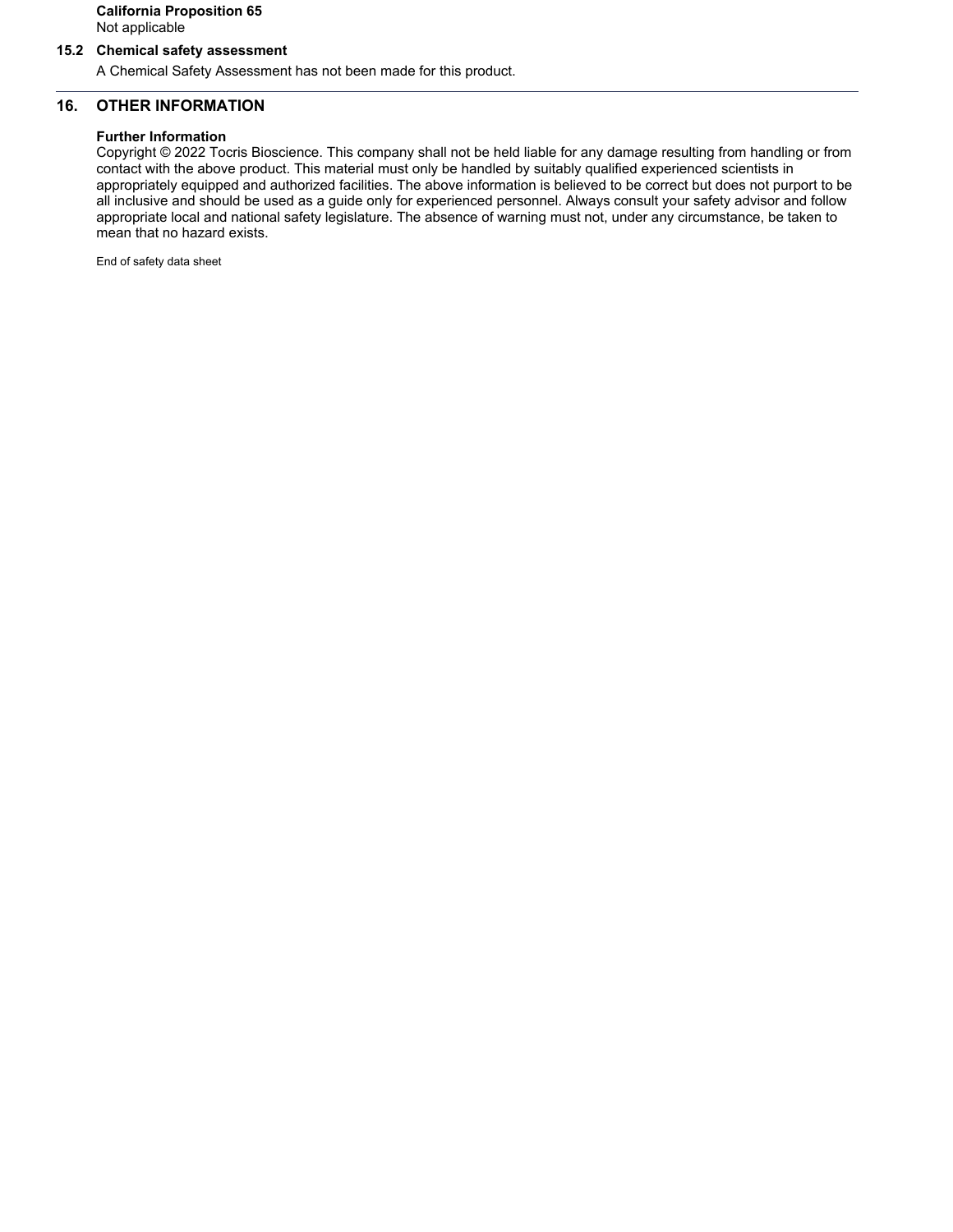**California Proposition 65**
Not applicable

## 15.2 Chemical safety assessment

A Chemical Safety Assessment has not been made for this product.

## 16. OTHER INFORMATION

**Further Information**
Copyright © 2022 Tocris Bioscience. This company shall not be held liable for any damage resulting from handling or from contact with the above product. This material must only be handled by suitably qualified experienced scientists in appropriately equipped and authorized facilities. The above information is believed to be correct but does not purport to be all inclusive and should be used as a guide only for experienced personnel. Always consult your safety advisor and follow appropriate local and national safety legislature. The absence of warning must not, under any circumstance, be taken to mean that no hazard exists.

End of safety data sheet